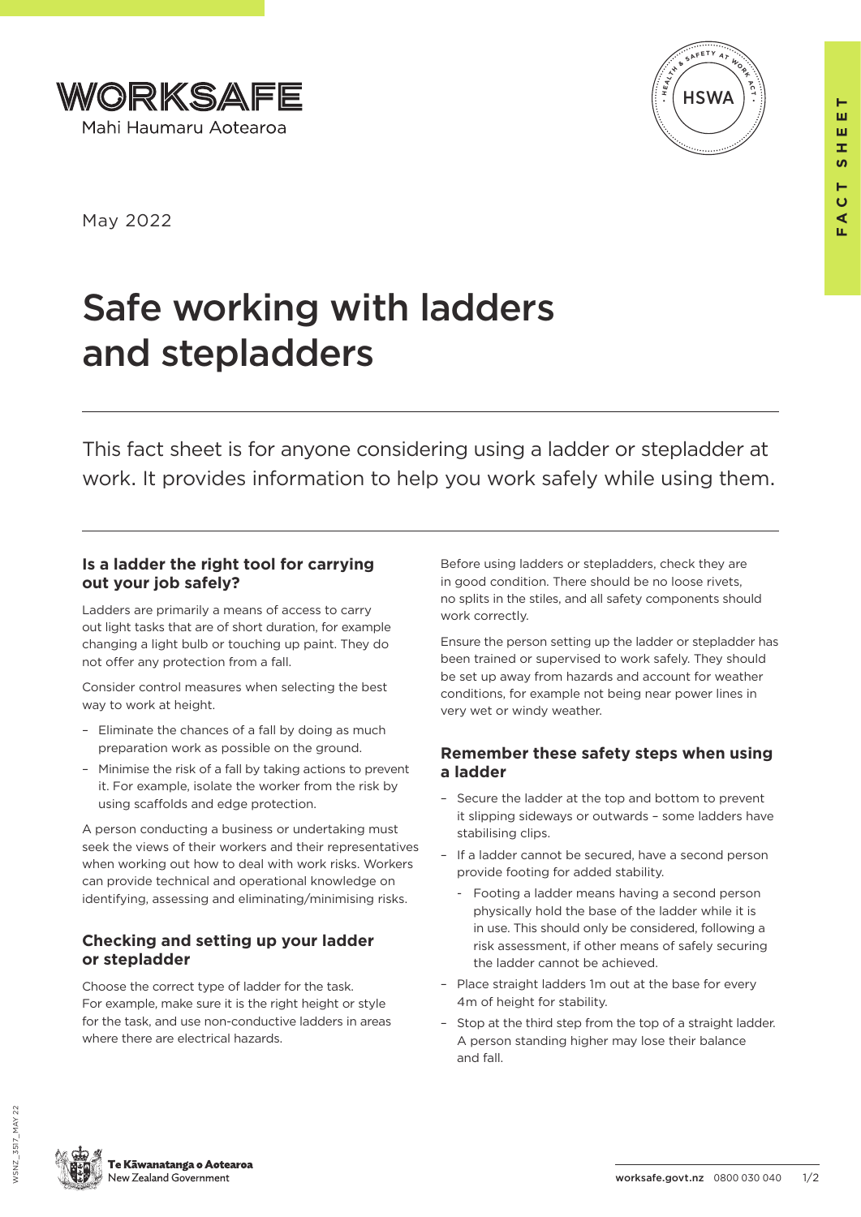WORKSAFE
Mahi Haumaru Aotearoa

May 2022

# Safe working with ladders and stepladders

This fact sheet is for anyone considering using a ladder or stepladder at work. It provides information to help you work safely while using them.

## Is a ladder the right tool for carrying out your job safely?

Ladders are primarily a means of access to carry out light tasks that are of short duration, for example changing a light bulb or touching up paint. They do not offer any protection from a fall.

Consider control measures when selecting the best way to work at height.

- Eliminate the chances of a fall by doing as much preparation work as possible on the ground.
- Minimise the risk of a fall by taking actions to prevent it. For example, isolate the worker from the risk by using scaffolds and edge protection.

A person conducting a business or undertaking must seek the views of their workers and their representatives when working out how to deal with work risks. Workers can provide technical and operational knowledge on identifying, assessing and eliminating/minimising risks.

## Checking and setting up your ladder or stepladder

Choose the correct type of ladder for the task. For example, make sure it is the right height or style for the task, and use non-conductive ladders in areas where there are electrical hazards.

Before using ladders or stepladders, check they are in good condition. There should be no loose rivets, no splits in the stiles, and all safety components should work correctly.

Ensure the person setting up the ladder or stepladder has been trained or supervised to work safely. They should be set up away from hazards and account for weather conditions, for example not being near power lines in very wet or windy weather.

## Remember these safety steps when using a ladder

- Secure the ladder at the top and bottom to prevent it slipping sideways or outwards – some ladders have stabilising clips.
- If a ladder cannot be secured, have a second person provide footing for added stability.
  - Footing a ladder means having a second person physically hold the base of the ladder while it is in use. This should only be considered, following a risk assessment, if other means of safely securing the ladder cannot be achieved.
- Place straight ladders 1m out at the base for every 4m of height for stability.
- Stop at the third step from the top of a straight ladder. A person standing higher may lose their balance and fall.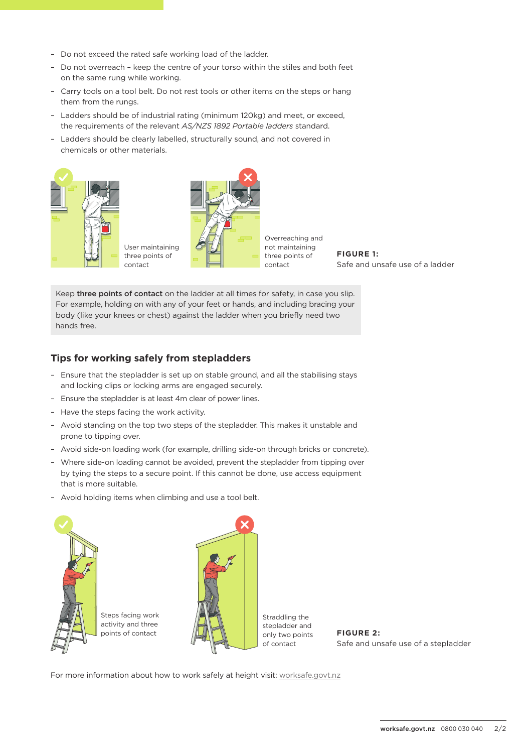- Do not exceed the rated safe working load of the ladder.
- Do not overreach – keep the centre of your torso within the stiles and both feet on the same rung while working.
- Carry tools on a tool belt. Do not rest tools or other items on the steps or hang them from the rungs.
- Ladders should be of industrial rating (minimum 120kg) and meet, or exceed, the requirements of the relevant *AS/NZS 1892 Portable ladders* standard.
- Ladders should be clearly labelled, structurally sound, and not covered in chemicals or other materials.

User maintaining three points of contact

Overreaching and not maintaining three points of contact

**FIGURE 1:**
Safe and unsafe use of a ladder

Keep **three points of contact** on the ladder at all times for safety, in case you slip. For example, holding on with any of your feet or hands, and including bracing your body (like your knees or chest) against the ladder when you briefly need two hands free.

## Tips for working safely from stepladders

- Ensure that the stepladder is set up on stable ground, and all the stabilising stays and locking clips or locking arms are engaged securely.
- Ensure the stepladder is at least 4m clear of power lines.
- Have the steps facing the work activity.
- Avoid standing on the top two steps of the stepladder. This makes it unstable and prone to tipping over.
- Avoid side-on loading work (for example, drilling side-on through bricks or concrete).
- Where side-on loading cannot be avoided, prevent the stepladder from tipping over by tying the steps to a secure point. If this cannot be done, use access equipment that is more suitable.
- Avoid holding items when climbing and use a tool belt.

Steps facing work activity and three points of contact

Straddling the stepladder and only two points of contact

**FIGURE 2:**
Safe and unsafe use of a stepladder

For more information about how to work safely at height visit: worksafe.govt.nz